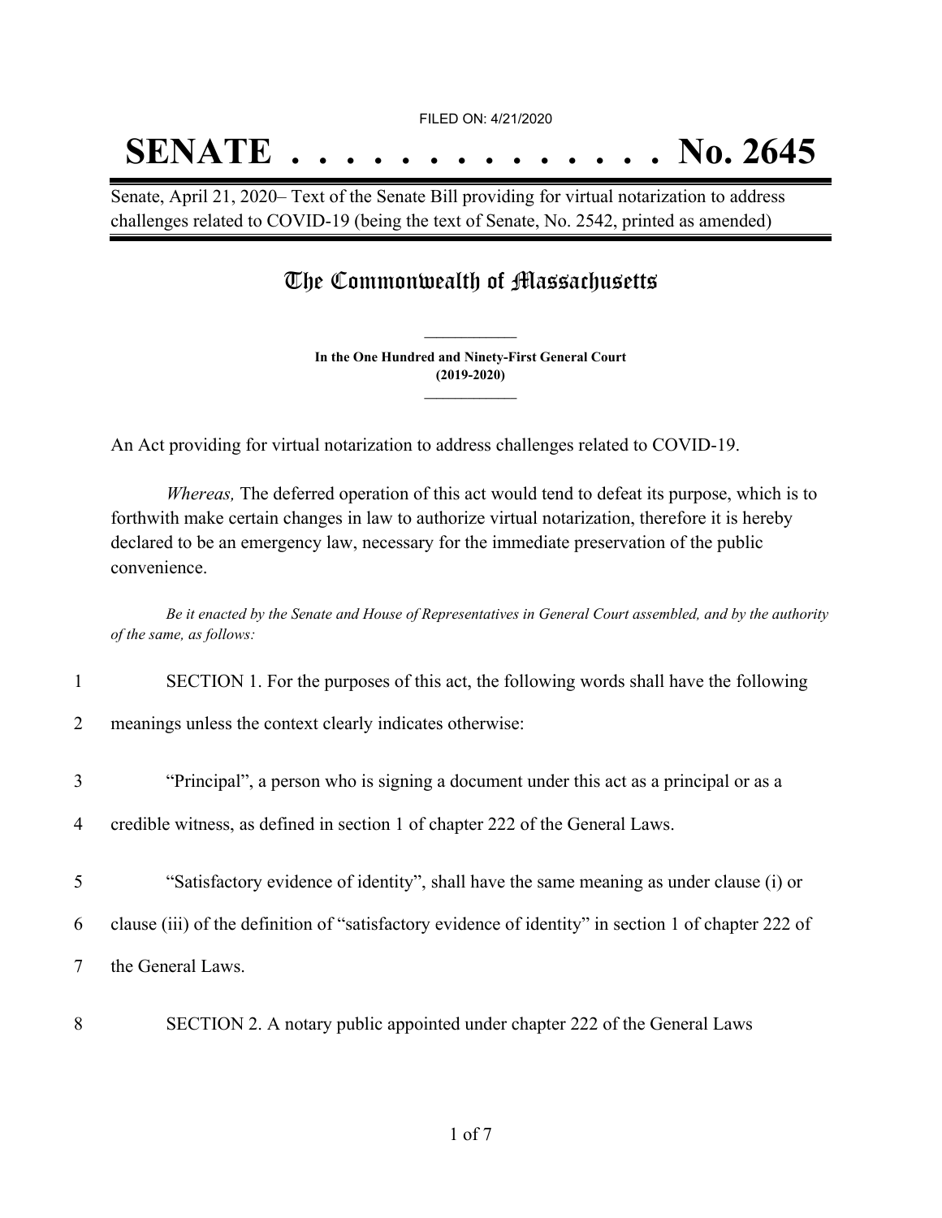FILED ON: 4/21/2020

# SENATE . . . . . . . . . . . . . . No. 2645

Senate, April 21, 2020– Text of the Senate Bill providing for virtual notarization to address challenges related to COVID-19 (being the text of Senate, No. 2542, printed as amended)

## The Commonwealth of Massachusetts

**In the One Hundred and Ninety-First General Court**
**(2019-2020)**

An Act providing for virtual notarization to address challenges related to COVID-19.

*Whereas,* The deferred operation of this act would tend to defeat its purpose, which is to forthwith make certain changes in law to authorize virtual notarization, therefore it is hereby declared to be an emergency law, necessary for the immediate preservation of the public convenience.

*Be it enacted by the Senate and House of Representatives in General Court assembled, and by the authority of the same, as follows:*

1 SECTION 1. For the purposes of this act, the following words shall have the following
2 meanings unless the context clearly indicates otherwise:

3 "Principal", a person who is signing a document under this act as a principal or as a
4 credible witness, as defined in section 1 of chapter 222 of the General Laws.

5 "Satisfactory evidence of identity", shall have the same meaning as under clause (i) or
6 clause (iii) of the definition of "satisfactory evidence of identity" in section 1 of chapter 222 of
7 the General Laws.

8 SECTION 2. A notary public appointed under chapter 222 of the General Laws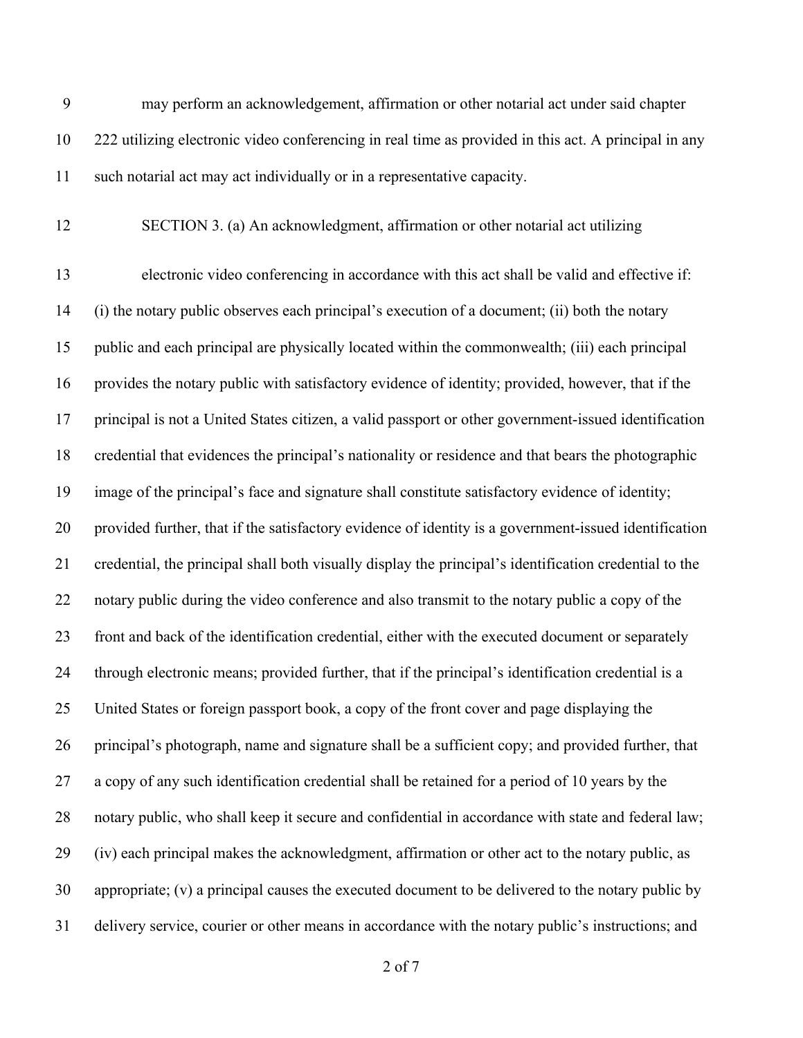may perform an acknowledgement, affirmation or other notarial act under said chapter 222 utilizing electronic video conferencing in real time as provided in this act. A principal in any such notarial act may act individually or in a representative capacity.

SECTION 3. (a) An acknowledgment, affirmation or other notarial act utilizing

electronic video conferencing in accordance with this act shall be valid and effective if: (i) the notary public observes each principal's execution of a document; (ii) both the notary public and each principal are physically located within the commonwealth; (iii) each principal provides the notary public with satisfactory evidence of identity; provided, however, that if the principal is not a United States citizen, a valid passport or other government-issued identification credential that evidences the principal's nationality or residence and that bears the photographic image of the principal's face and signature shall constitute satisfactory evidence of identity; provided further, that if the satisfactory evidence of identity is a government-issued identification credential, the principal shall both visually display the principal's identification credential to the notary public during the video conference and also transmit to the notary public a copy of the front and back of the identification credential, either with the executed document or separately through electronic means; provided further, that if the principal's identification credential is a United States or foreign passport book, a copy of the front cover and page displaying the principal's photograph, name and signature shall be a sufficient copy; and provided further, that a copy of any such identification credential shall be retained for a period of 10 years by the notary public, who shall keep it secure and confidential in accordance with state and federal law; (iv) each principal makes the acknowledgment, affirmation or other act to the notary public, as appropriate; (v) a principal causes the executed document to be delivered to the notary public by delivery service, courier or other means in accordance with the notary public's instructions; and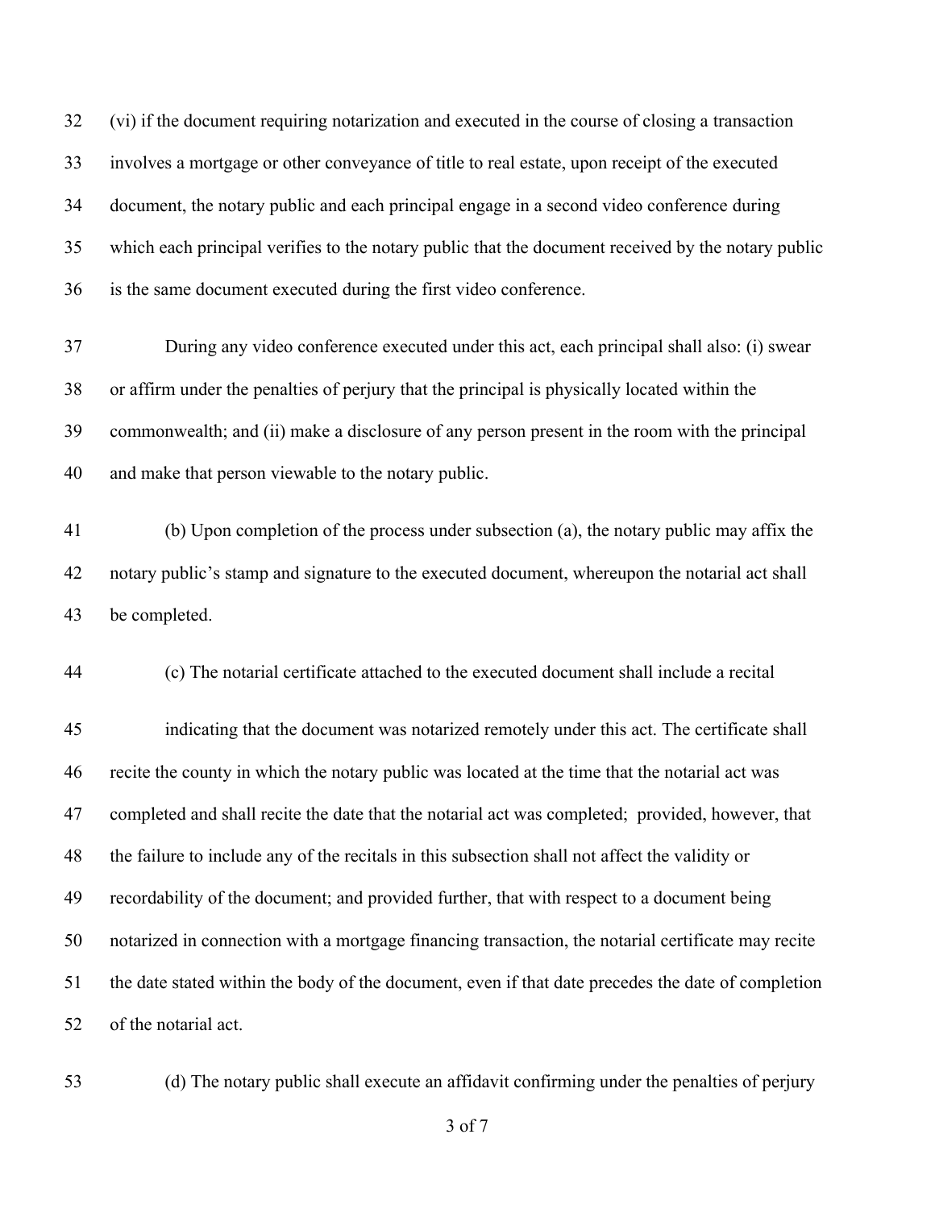(vi) if the document requiring notarization and executed in the course of closing a transaction involves a mortgage or other conveyance of title to real estate, upon receipt of the executed document, the notary public and each principal engage in a second video conference during which each principal verifies to the notary public that the document received by the notary public is the same document executed during the first video conference.

During any video conference executed under this act, each principal shall also: (i) swear or affirm under the penalties of perjury that the principal is physically located within the commonwealth; and (ii) make a disclosure of any person present in the room with the principal and make that person viewable to the notary public.

(b) Upon completion of the process under subsection (a), the notary public may affix the notary public's stamp and signature to the executed document, whereupon the notarial act shall be completed.

(c) The notarial certificate attached to the executed document shall include a recital

indicating that the document was notarized remotely under this act. The certificate shall recite the county in which the notary public was located at the time that the notarial act was completed and shall recite the date that the notarial act was completed; provided, however, that the failure to include any of the recitals in this subsection shall not affect the validity or recordability of the document; and provided further, that with respect to a document being notarized in connection with a mortgage financing transaction, the notarial certificate may recite the date stated within the body of the document, even if that date precedes the date of completion of the notarial act.

(d) The notary public shall execute an affidavit confirming under the penalties of perjury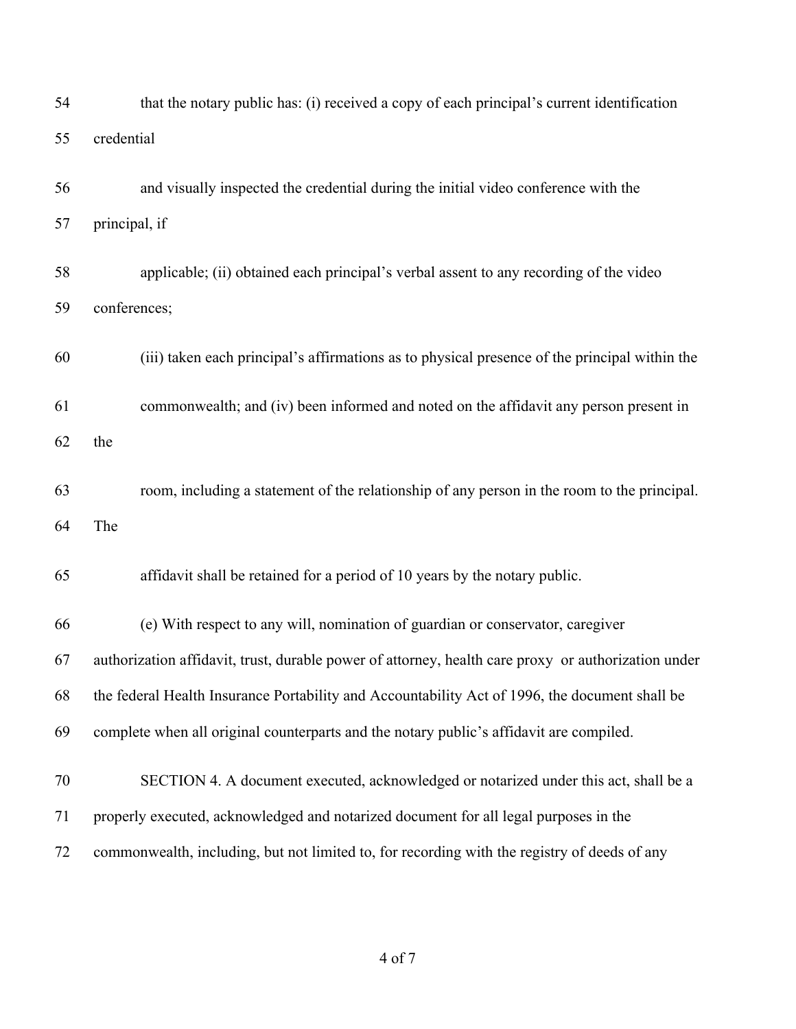that the notary public has: (i) received a copy of each principal's current identification credential and visually inspected the credential during the initial video conference with the principal, if applicable; (ii) obtained each principal's verbal assent to any recording of the video conferences; (iii) taken each principal's affirmations as to physical presence of the principal within the commonwealth; and (iv) been informed and noted on the affidavit any person present in the room, including a statement of the relationship of any person in the room to the principal. The affidavit shall be retained for a period of 10 years by the notary public.

(e) With respect to any will, nomination of guardian or conservator, caregiver authorization affidavit, trust, durable power of attorney, health care proxy or authorization under the federal Health Insurance Portability and Accountability Act of 1996, the document shall be complete when all original counterparts and the notary public's affidavit are compiled.

SECTION 4. A document executed, acknowledged or notarized under this act, shall be a properly executed, acknowledged and notarized document for all legal purposes in the commonwealth, including, but not limited to, for recording with the registry of deeds of any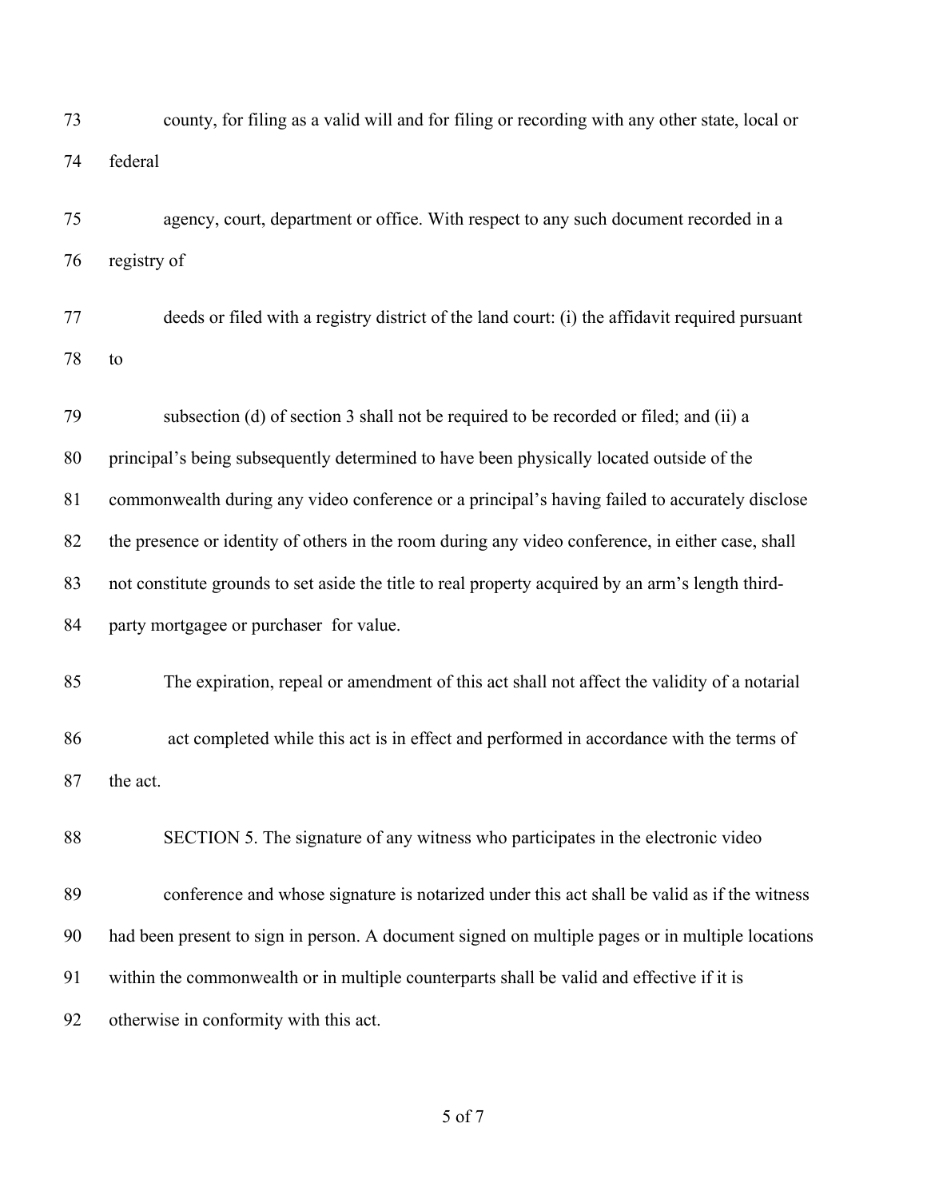county, for filing as a valid will and for filing or recording with any other state, local or federal agency, court, department or office. With respect to any such document recorded in a registry of deeds or filed with a registry district of the land court: (i) the affidavit required pursuant to subsection (d) of section 3 shall not be required to be recorded or filed; and (ii) a principal's being subsequently determined to have been physically located outside of the commonwealth during any video conference or a principal's having failed to accurately disclose the presence or identity of others in the room during any video conference, in either case, shall not constitute grounds to set aside the title to real property acquired by an arm's length third-party mortgagee or purchaser for value.

The expiration, repeal or amendment of this act shall not affect the validity of a notarial act completed while this act is in effect and performed in accordance with the terms of the act.

SECTION 5. The signature of any witness who participates in the electronic video conference and whose signature is notarized under this act shall be valid as if the witness had been present to sign in person. A document signed on multiple pages or in multiple locations within the commonwealth or in multiple counterparts shall be valid and effective if it is otherwise in conformity with this act.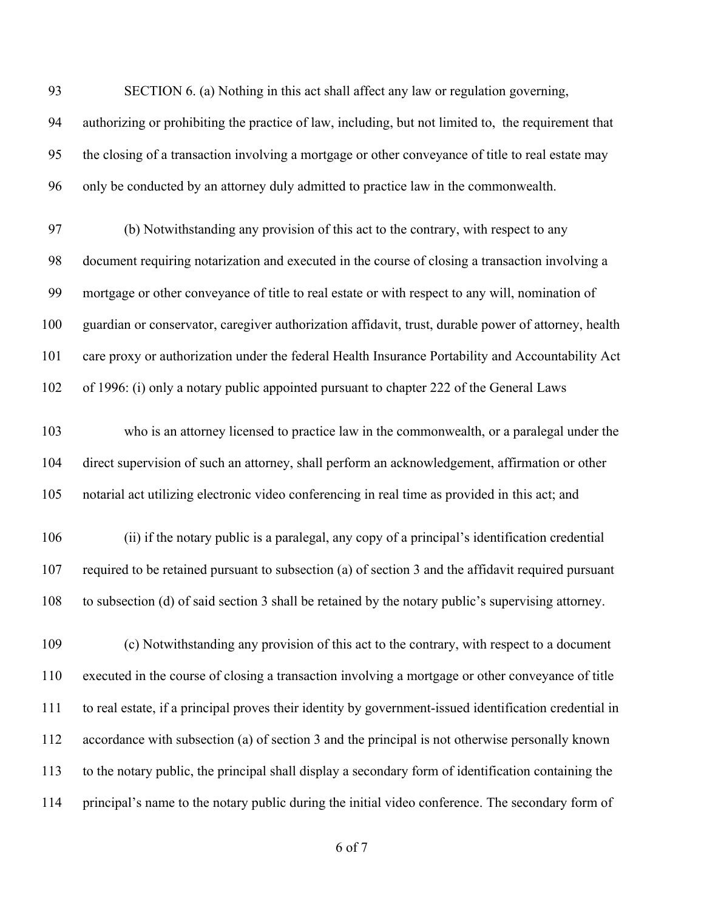SECTION 6. (a) Nothing in this act shall affect any law or regulation governing, authorizing or prohibiting the practice of law, including, but not limited to, the requirement that the closing of a transaction involving a mortgage or other conveyance of title to real estate may only be conducted by an attorney duly admitted to practice law in the commonwealth.

(b) Notwithstanding any provision of this act to the contrary, with respect to any document requiring notarization and executed in the course of closing a transaction involving a mortgage or other conveyance of title to real estate or with respect to any will, nomination of guardian or conservator, caregiver authorization affidavit, trust, durable power of attorney, health care proxy or authorization under the federal Health Insurance Portability and Accountability Act of 1996: (i) only a notary public appointed pursuant to chapter 222 of the General Laws

who is an attorney licensed to practice law in the commonwealth, or a paralegal under the direct supervision of such an attorney, shall perform an acknowledgement, affirmation or other notarial act utilizing electronic video conferencing in real time as provided in this act; and

(ii) if the notary public is a paralegal, any copy of a principal's identification credential required to be retained pursuant to subsection (a) of section 3 and the affidavit required pursuant to subsection (d) of said section 3 shall be retained by the notary public's supervising attorney.

(c) Notwithstanding any provision of this act to the contrary, with respect to a document executed in the course of closing a transaction involving a mortgage or other conveyance of title to real estate, if a principal proves their identity by government-issued identification credential in accordance with subsection (a) of section 3 and the principal is not otherwise personally known to the notary public, the principal shall display a secondary form of identification containing the principal's name to the notary public during the initial video conference. The secondary form of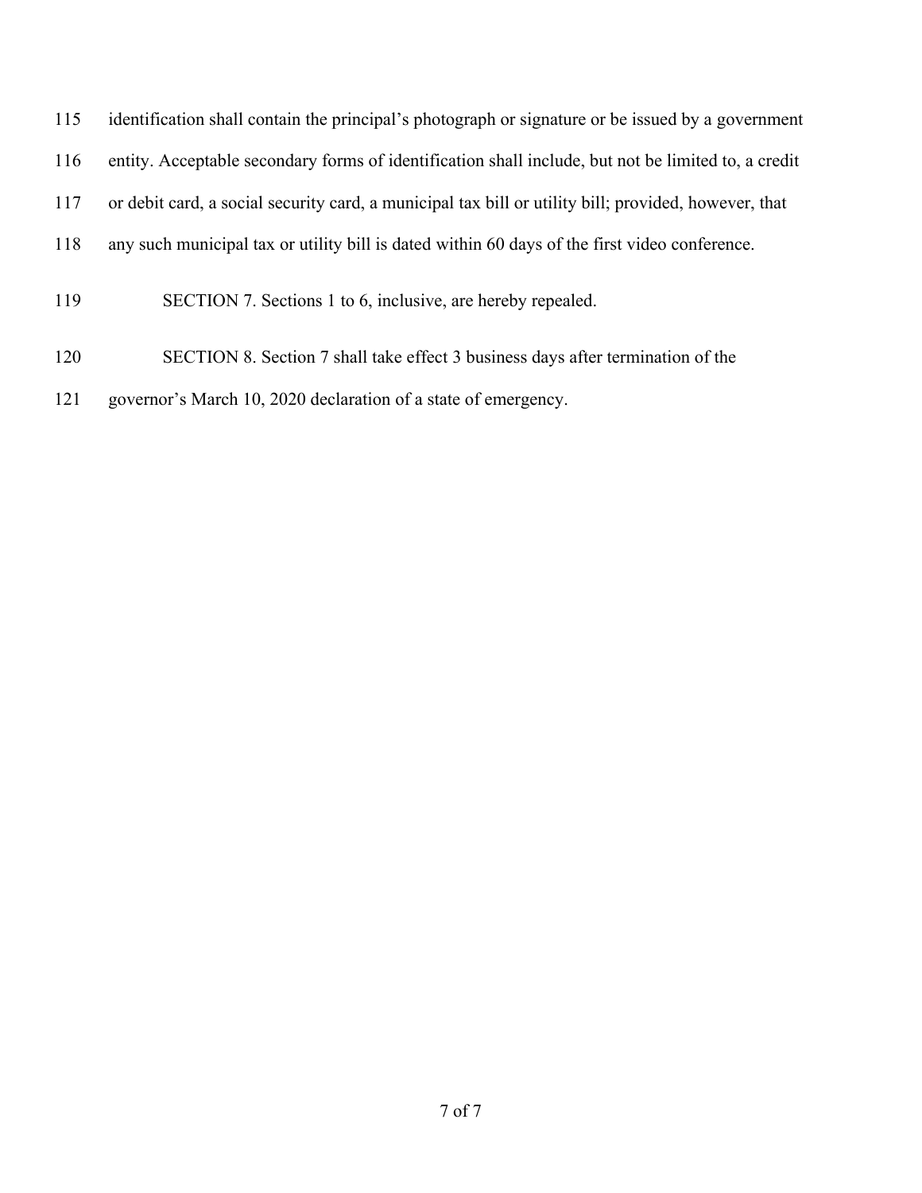identification shall contain the principal's photograph or signature or be issued by a government entity. Acceptable secondary forms of identification shall include, but not be limited to, a credit or debit card, a social security card, a municipal tax bill or utility bill; provided, however, that any such municipal tax or utility bill is dated within 60 days of the first video conference.

SECTION 7. Sections 1 to 6, inclusive, are hereby repealed.

SECTION 8. Section 7 shall take effect 3 business days after termination of the governor's March 10, 2020 declaration of a state of emergency.